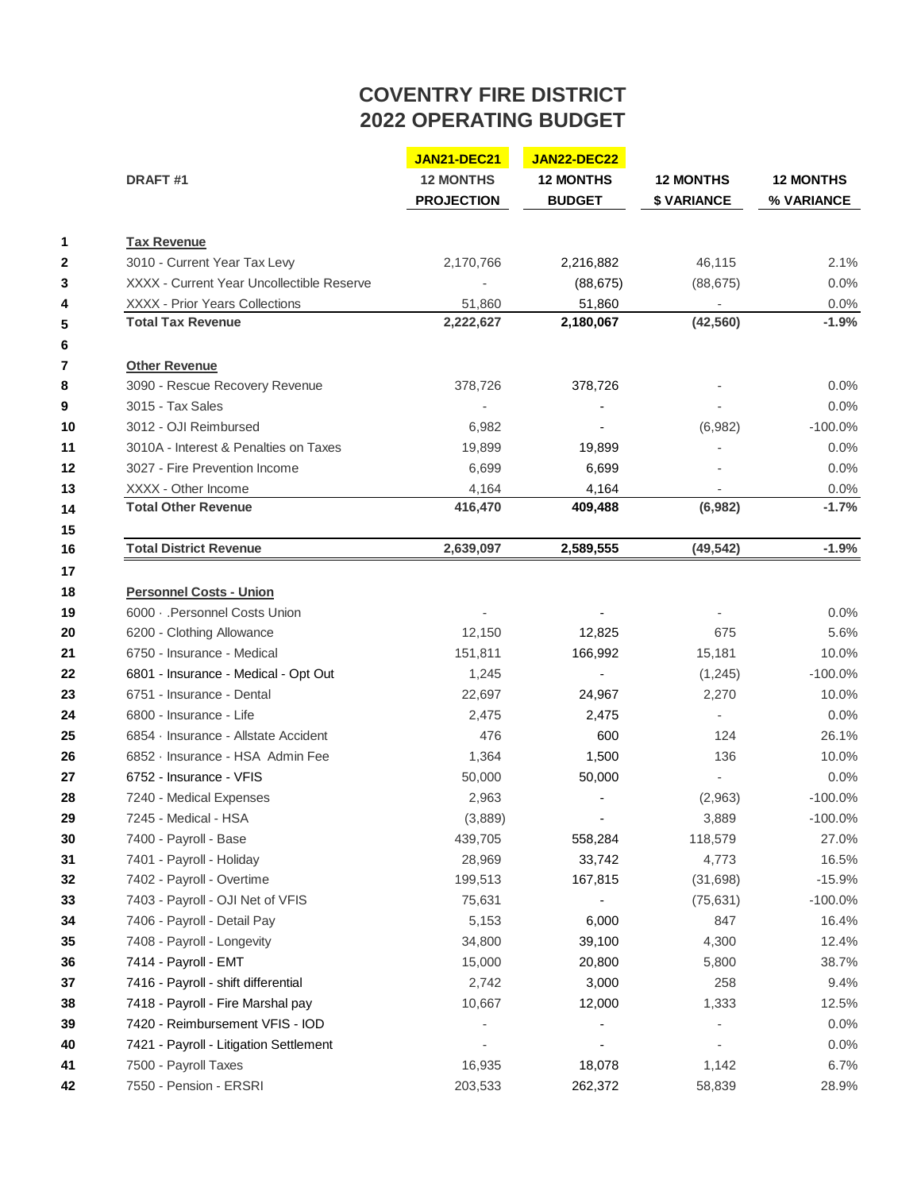# COVENTRY FIRE DISTRICT
# 2022 OPERATING BUDGET

| | DRAFT #1 | JAN21-DEC21 12 MONTHS PROJECTION | JAN22-DEC22 12 MONTHS BUDGET | 12 MONTHS $ VARIANCE | 12 MONTHS % VARIANCE |
|---|---|---|---|---|---|
| 1 | **Tax Revenue** | | | | |
| 2 | 3010 - Current Year Tax Levy | 2,170,766 | 2,216,882 | 46,115 | 2.1% |
| 3 | XXXX - Current Year Uncollectible Reserve | - | (88,675) | (88,675) | 0.0% |
| 4 | XXXX - Prior Years Collections | 51,860 | 51,860 | - | 0.0% |
| 5 | **Total Tax Revenue** | **2,222,627** | **2,180,067** | **(42,560)** | **-1.9%** |
| 6 | | | | | |
| 7 | **Other Revenue** | | | | |
| 8 | 3090 - Rescue Recovery Revenue | 378,726 | 378,726 | - | 0.0% |
| 9 | 3015 - Tax Sales | - | - | - | 0.0% |
| 10 | 3012 - OJI Reimbursed | 6,982 | - | (6,982) | -100.0% |
| 11 | 3010A - Interest & Penalties on Taxes | 19,899 | 19,899 | - | 0.0% |
| 12 | 3027 - Fire Prevention Income | 6,699 | 6,699 | - | 0.0% |
| 13 | XXXX - Other Income | 4,164 | 4,164 | - | 0.0% |
| 14 | **Total Other Revenue** | **416,470** | **409,488** | **(6,982)** | **-1.7%** |
| 15 | | | | | |
| 16 | **Total District Revenue** | **2,639,097** | **2,589,555** | **(49,542)** | **-1.9%** |
| 17 | | | | | |
| 18 | **Personnel Costs - Union** | | | | |
| 19 | 6000 · .Personnel Costs Union | - | - | - | 0.0% |
| 20 | 6200 - Clothing Allowance | 12,150 | 12,825 | 675 | 5.6% |
| 21 | 6750 - Insurance - Medical | 151,811 | 166,992 | 15,181 | 10.0% |
| 22 | 6801 - Insurance - Medical - Opt Out | 1,245 | - | (1,245) | -100.0% |
| 23 | 6751 - Insurance - Dental | 22,697 | 24,967 | 2,270 | 10.0% |
| 24 | 6800 - Insurance - Life | 2,475 | 2,475 | - | 0.0% |
| 25 | 6854 · Insurance - Allstate Accident | 476 | 600 | 124 | 26.1% |
| 26 | 6852 · Insurance - HSA Admin Fee | 1,364 | 1,500 | 136 | 10.0% |
| 27 | 6752 - Insurance - VFIS | 50,000 | 50,000 | - | 0.0% |
| 28 | 7240 - Medical Expenses | 2,963 | - | (2,963) | -100.0% |
| 29 | 7245 - Medical - HSA | (3,889) | - | 3,889 | -100.0% |
| 30 | 7400 - Payroll - Base | 439,705 | 558,284 | 118,579 | 27.0% |
| 31 | 7401 - Payroll - Holiday | 28,969 | 33,742 | 4,773 | 16.5% |
| 32 | 7402 - Payroll - Overtime | 199,513 | 167,815 | (31,698) | -15.9% |
| 33 | 7403 - Payroll - OJI Net of VFIS | 75,631 | - | (75,631) | -100.0% |
| 34 | 7406 - Payroll - Detail Pay | 5,153 | 6,000 | 847 | 16.4% |
| 35 | 7408 - Payroll - Longevity | 34,800 | 39,100 | 4,300 | 12.4% |
| 36 | 7414 - Payroll - EMT | 15,000 | 20,800 | 5,800 | 38.7% |
| 37 | 7416 - Payroll - shift differential | 2,742 | 3,000 | 258 | 9.4% |
| 38 | 7418 - Payroll - Fire Marshal pay | 10,667 | 12,000 | 1,333 | 12.5% |
| 39 | 7420 - Reimbursement VFIS - IOD | - | - | - | 0.0% |
| 40 | 7421 - Payroll - Litigation Settlement | - | - | - | 0.0% |
| 41 | 7500 - Payroll Taxes | 16,935 | 18,078 | 1,142 | 6.7% |
| 42 | 7550 - Pension - ERSRI | 203,533 | 262,372 | 58,839 | 28.9% |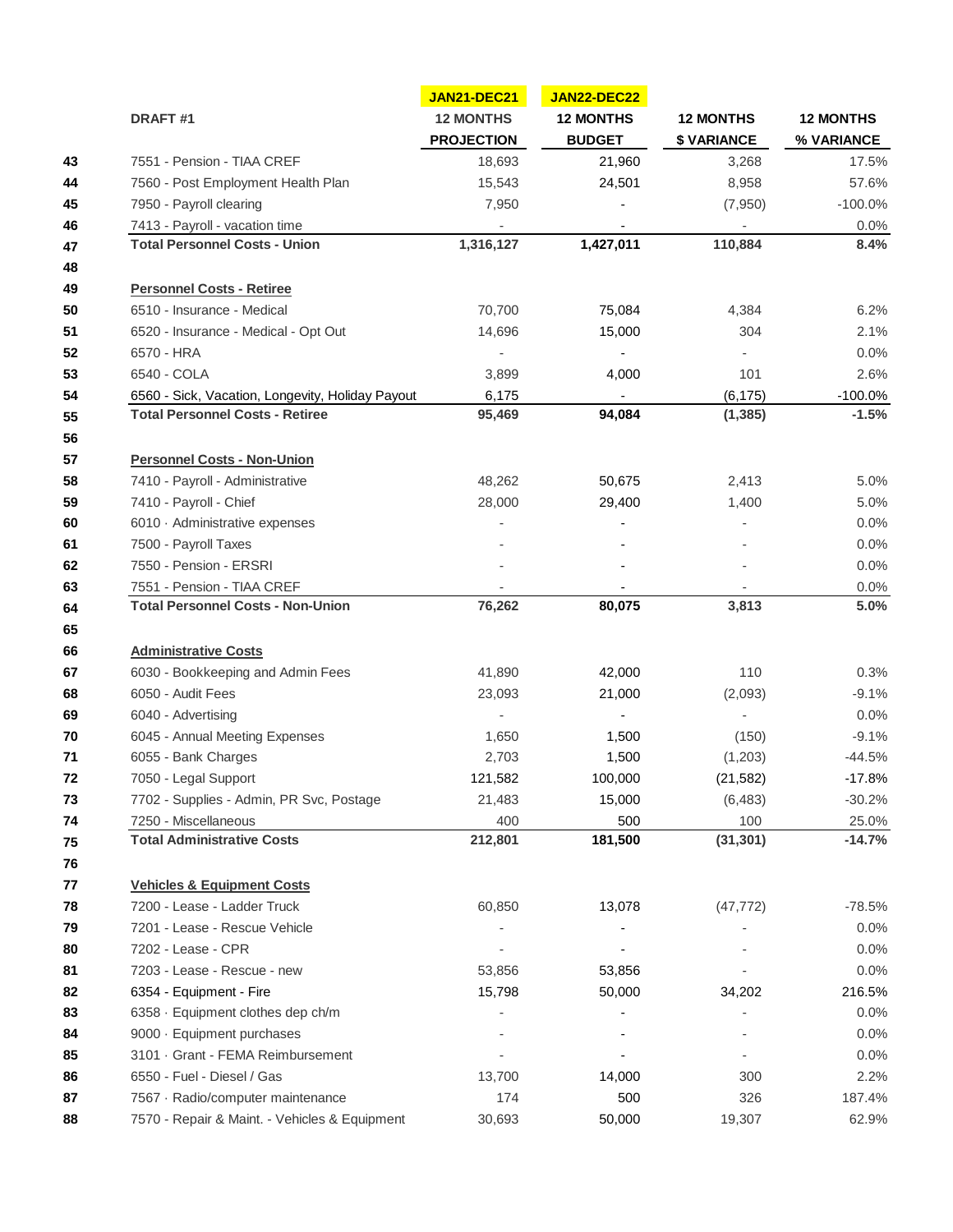| | DRAFT #1 | JAN21-DEC21<br>12 MONTHS<br>PROJECTION | JAN22-DEC22<br>12 MONTHS<br>BUDGET | 12 MONTHS<br>$ VARIANCE | 12 MONTHS<br>% VARIANCE |
|---|---|---|---|---|---|
| 43 | 7551 - Pension - TIAA CREF | 18,693 | 21,960 | 3,268 | 17.5% |
| 44 | 7560 - Post Employment Health Plan | 15,543 | 24,501 | 8,958 | 57.6% |
| 45 | 7950 - Payroll clearing | 7,950 | - | (7,950) | -100.0% |
| 46 | 7413 - Payroll - vacation time | - | - | - | 0.0% |
| 47 | **Total Personnel Costs - Union** | **1,316,127** | **1,427,011** | **110,884** | **8.4%** |
| 48 | | | | | |
| 49 | **Personnel Costs - Retiree** | | | | |
| 50 | 6510 - Insurance - Medical | 70,700 | 75,084 | 4,384 | 6.2% |
| 51 | 6520 - Insurance - Medical - Opt Out | 14,696 | 15,000 | 304 | 2.1% |
| 52 | 6570 - HRA | - | - | - | 0.0% |
| 53 | 6540 - COLA | 3,899 | 4,000 | 101 | 2.6% |
| 54 | 6560 - Sick, Vacation, Longevity, Holiday Payout | 6,175 | - | (6,175) | -100.0% |
| 55 | **Total Personnel Costs - Retiree** | **95,469** | **94,084** | **(1,385)** | **-1.5%** |
| 56 | | | | | |
| 57 | **Personnel Costs - Non-Union** | | | | |
| 58 | 7410 - Payroll - Administrative | 48,262 | 50,675 | 2,413 | 5.0% |
| 59 | 7410 - Payroll - Chief | 28,000 | 29,400 | 1,400 | 5.0% |
| 60 | 6010 · Administrative expenses | - | - | - | 0.0% |
| 61 | 7500 - Payroll Taxes | - | - | - | 0.0% |
| 62 | 7550 - Pension - ERSRI | - | - | - | 0.0% |
| 63 | 7551 - Pension - TIAA CREF | - | - | - | 0.0% |
| 64 | **Total Personnel Costs - Non-Union** | **76,262** | **80,075** | **3,813** | **5.0%** |
| 65 | | | | | |
| 66 | **Administrative Costs** | | | | |
| 67 | 6030 - Bookkeeping and Admin Fees | 41,890 | 42,000 | 110 | 0.3% |
| 68 | 6050 - Audit Fees | 23,093 | 21,000 | (2,093) | -9.1% |
| 69 | 6040 - Advertising | - | - | - | 0.0% |
| 70 | 6045 - Annual Meeting Expenses | 1,650 | 1,500 | (150) | -9.1% |
| 71 | 6055 - Bank Charges | 2,703 | 1,500 | (1,203) | -44.5% |
| 72 | 7050 - Legal Support | 121,582 | 100,000 | (21,582) | -17.8% |
| 73 | 7702 - Supplies - Admin, PR Svc, Postage | 21,483 | 15,000 | (6,483) | -30.2% |
| 74 | 7250 - Miscellaneous | 400 | 500 | 100 | 25.0% |
| 75 | **Total Administrative Costs** | **212,801** | **181,500** | **(31,301)** | **-14.7%** |
| 76 | | | | | |
| 77 | **Vehicles & Equipment Costs** | | | | |
| 78 | 7200 - Lease - Ladder Truck | 60,850 | 13,078 | (47,772) | -78.5% |
| 79 | 7201 - Lease - Rescue Vehicle | - | - | - | 0.0% |
| 80 | 7202 - Lease - CPR | - | - | - | 0.0% |
| 81 | 7203 - Lease - Rescue - new | 53,856 | 53,856 | - | 0.0% |
| 82 | 6354 - Equipment - Fire | 15,798 | 50,000 | 34,202 | 216.5% |
| 83 | 6358 · Equipment clothes dep ch/m | - | - | - | 0.0% |
| 84 | 9000 · Equipment purchases | - | - | - | 0.0% |
| 85 | 3101 · Grant - FEMA Reimbursement | - | - | - | 0.0% |
| 86 | 6550 - Fuel - Diesel / Gas | 13,700 | 14,000 | 300 | 2.2% |
| 87 | 7567 · Radio/computer maintenance | 174 | 500 | 326 | 187.4% |
| 88 | 7570 - Repair & Maint. - Vehicles & Equipment | 30,693 | 50,000 | 19,307 | 62.9% |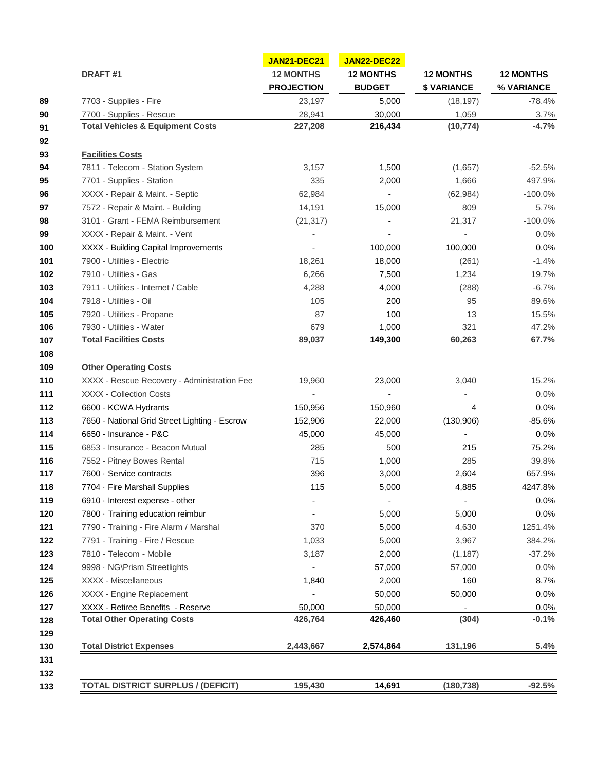| | DRAFT #1 | JAN21-DEC21 12 MONTHS PROJECTION | JAN22-DEC22 12 MONTHS BUDGET | 12 MONTHS $ VARIANCE | 12 MONTHS % VARIANCE |
|---|---|---|---|---|---|
| 89 | 7703 - Supplies - Fire | 23,197 | 5,000 | (18,197) | -78.4% |
| 90 | 7700 - Supplies - Rescue | 28,941 | 30,000 | 1,059 | 3.7% |
| 91 | **Total Vehicles & Equipment Costs** | **227,208** | **216,434** | **(10,774)** | **-4.7%** |
| 92 | | | | | |
| 93 | **Facilities Costs** | | | | |
| 94 | 7811 - Telecom - Station System | 3,157 | 1,500 | (1,657) | -52.5% |
| 95 | 7701 - Supplies - Station | 335 | 2,000 | 1,666 | 497.9% |
| 96 | XXXX - Repair & Maint. - Septic | 62,984 | - | (62,984) | -100.0% |
| 97 | 7572 - Repair & Maint. - Building | 14,191 | 15,000 | 809 | 5.7% |
| 98 | 3101 · Grant - FEMA Reimbursement | (21,317) | - | 21,317 | -100.0% |
| 99 | XXXX - Repair & Maint. - Vent | - | - | - | 0.0% |
| 100 | XXXX - Building Capital Improvements | - | 100,000 | 100,000 | 0.0% |
| 101 | 7900 - Utilities - Electric | 18,261 | 18,000 | (261) | -1.4% |
| 102 | 7910 · Utilities - Gas | 6,266 | 7,500 | 1,234 | 19.7% |
| 103 | 7911 - Utilities - Internet / Cable | 4,288 | 4,000 | (288) | -6.7% |
| 104 | 7918 - Utilities - Oil | 105 | 200 | 95 | 89.6% |
| 105 | 7920 - Utilities - Propane | 87 | 100 | 13 | 15.5% |
| 106 | 7930 - Utilities - Water | 679 | 1,000 | 321 | 47.2% |
| 107 | **Total Facilities Costs** | **89,037** | **149,300** | **60,263** | **67.7%** |
| 108 | | | | | |
| 109 | **Other Operating Costs** | | | | |
| 110 | XXXX - Rescue Recovery - Administration Fee | 19,960 | 23,000 | 3,040 | 15.2% |
| 111 | XXXX - Collection Costs | - | - | - | 0.0% |
| 112 | 6600 - KCWA Hydrants | 150,956 | 150,960 | 4 | 0.0% |
| 113 | 7650 - National Grid Street Lighting - Escrow | 152,906 | 22,000 | (130,906) | -85.6% |
| 114 | 6650 - Insurance - P&C | 45,000 | 45,000 | - | 0.0% |
| 115 | 6853 - Insurance - Beacon Mutual | 285 | 500 | 215 | 75.2% |
| 116 | 7552 - Pitney Bowes Rental | 715 | 1,000 | 285 | 39.8% |
| 117 | 7600 · Service contracts | 396 | 3,000 | 2,604 | 657.9% |
| 118 | 7704 · Fire Marshall Supplies | 115 | 5,000 | 4,885 | 4247.8% |
| 119 | 6910 · Interest expense - other | - | - | - | 0.0% |
| 120 | 7800 · Training education reimbur | - | 5,000 | 5,000 | 0.0% |
| 121 | 7790 - Training - Fire Alarm / Marshal | 370 | 5,000 | 4,630 | 1251.4% |
| 122 | 7791 - Training - Fire / Rescue | 1,033 | 5,000 | 3,967 | 384.2% |
| 123 | 7810 - Telecom - Mobile | 3,187 | 2,000 | (1,187) | -37.2% |
| 124 | 9998 · NG\Prism Streetlights | - | 57,000 | 57,000 | 0.0% |
| 125 | XXXX - Miscellaneous | 1,840 | 2,000 | 160 | 8.7% |
| 126 | XXXX - Engine Replacement | - | 50,000 | 50,000 | 0.0% |
| 127 | XXXX - Retiree Benefits - Reserve | 50,000 | 50,000 | - | 0.0% |
| 128 | **Total Other Operating Costs** | **426,764** | **426,460** | **(304)** | **-0.1%** |
| 129 | | | | | |
| 130 | **Total District Expenses** | **2,443,667** | **2,574,864** | **131,196** | **5.4%** |
| 131 | | | | | |
| 132 | | | | | |
| 133 | **TOTAL DISTRICT SURPLUS / (DEFICIT)** | **195,430** | **14,691** | **(180,738)** | **-92.5%** |